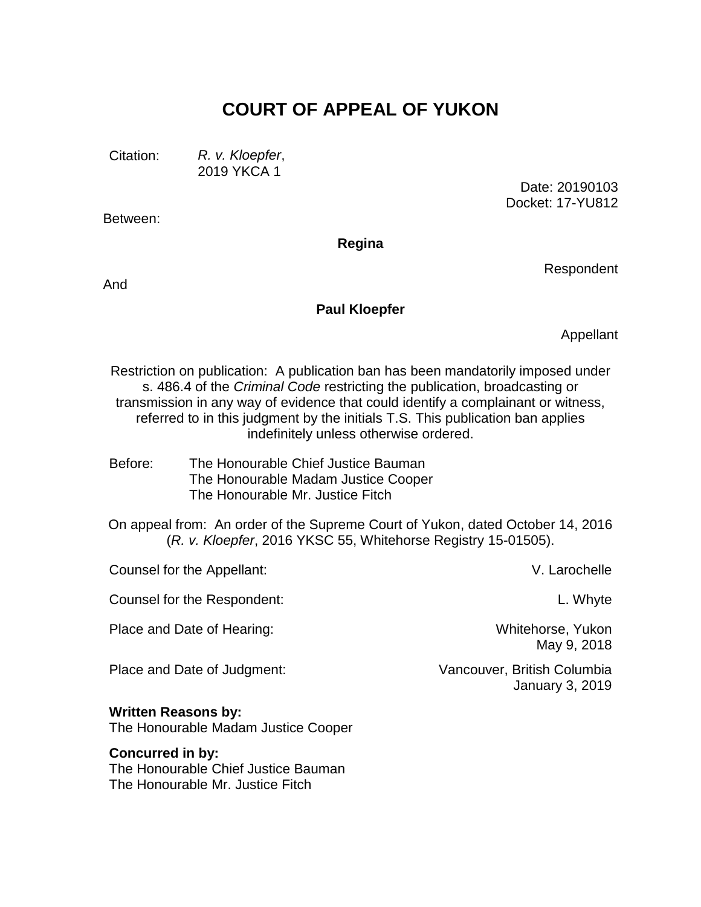# COURT OF APPEAL OF YUKON

Citation: *R. v. Kloepfer*,
2019 YKCA 1

Date: 20190103
Docket: 17-YU812

Between:

**Regina**

Respondent

And

**Paul Kloepfer**

Appellant

Restriction on publication: A publication ban has been mandatorily imposed under s. 486.4 of the *Criminal Code* restricting the publication, broadcasting or transmission in any way of evidence that could identify a complainant or witness, referred to in this judgment by the initials T.S. This publication ban applies indefinitely unless otherwise ordered.

Before: The Honourable Chief Justice Bauman
The Honourable Madam Justice Cooper
The Honourable Mr. Justice Fitch

On appeal from: An order of the Supreme Court of Yukon, dated October 14, 2016 (*R. v. Kloepfer*, 2016 YKSC 55, Whitehorse Registry 15-01505).

| | |
|---|---|
| Counsel for the Appellant: | V. Larochelle |
| Counsel for the Respondent: | L. Whyte |
| Place and Date of Hearing: | Whitehorse, Yukon<br>May 9, 2018 |
| Place and Date of Judgment: | Vancouver, British Columbia<br>January 3, 2019 |

**Written Reasons by:**
The Honourable Madam Justice Cooper

**Concurred in by:**
The Honourable Chief Justice Bauman
The Honourable Mr. Justice Fitch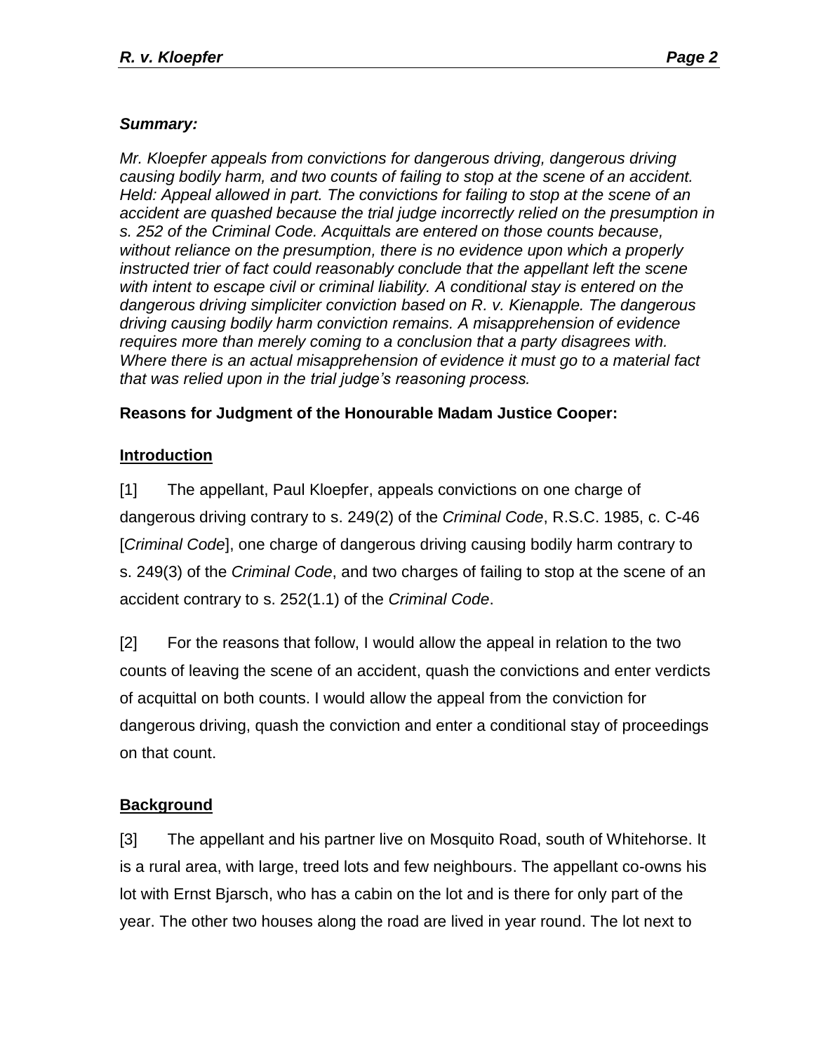### *Summary:*

*Mr. Kloepfer appeals from convictions for dangerous driving, dangerous driving causing bodily harm, and two counts of failing to stop at the scene of an accident. Held: Appeal allowed in part. The convictions for failing to stop at the scene of an accident are quashed because the trial judge incorrectly relied on the presumption in s. 252 of the Criminal Code. Acquittals are entered on those counts because, without reliance on the presumption, there is no evidence upon which a properly instructed trier of fact could reasonably conclude that the appellant left the scene with intent to escape civil or criminal liability. A conditional stay is entered on the dangerous driving simpliciter conviction based on R. v. Kienapple. The dangerous driving causing bodily harm conviction remains. A misapprehension of evidence requires more than merely coming to a conclusion that a party disagrees with. Where there is an actual misapprehension of evidence it must go to a material fact that was relied upon in the trial judge's reasoning process.*

**Reasons for Judgment of the Honourable Madam Justice Cooper:**

## Introduction

[1] The appellant, Paul Kloepfer, appeals convictions on one charge of dangerous driving contrary to s. 249(2) of the *Criminal Code*, R.S.C. 1985, c. C-46 [*Criminal Code*], one charge of dangerous driving causing bodily harm contrary to s. 249(3) of the *Criminal Code*, and two charges of failing to stop at the scene of an accident contrary to s. 252(1.1) of the *Criminal Code*.

[2] For the reasons that follow, I would allow the appeal in relation to the two counts of leaving the scene of an accident, quash the convictions and enter verdicts of acquittal on both counts. I would allow the appeal from the conviction for dangerous driving, quash the conviction and enter a conditional stay of proceedings on that count.

## Background

[3] The appellant and his partner live on Mosquito Road, south of Whitehorse. It is a rural area, with large, treed lots and few neighbours. The appellant co-owns his lot with Ernst Bjarsch, who has a cabin on the lot and is there for only part of the year. The other two houses along the road are lived in year round. The lot next to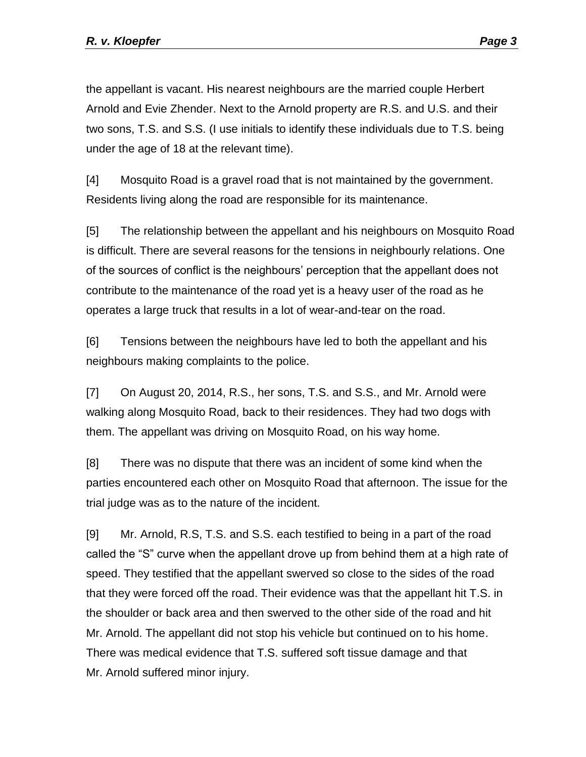the appellant is vacant. His nearest neighbours are the married couple Herbert Arnold and Evie Zhender. Next to the Arnold property are R.S. and U.S. and their two sons, T.S. and S.S. (I use initials to identify these individuals due to T.S. being under the age of 18 at the relevant time).

[4] Mosquito Road is a gravel road that is not maintained by the government. Residents living along the road are responsible for its maintenance.

[5] The relationship between the appellant and his neighbours on Mosquito Road is difficult. There are several reasons for the tensions in neighbourly relations. One of the sources of conflict is the neighbours' perception that the appellant does not contribute to the maintenance of the road yet is a heavy user of the road as he operates a large truck that results in a lot of wear-and-tear on the road.

[6] Tensions between the neighbours have led to both the appellant and his neighbours making complaints to the police.

[7] On August 20, 2014, R.S., her sons, T.S. and S.S., and Mr. Arnold were walking along Mosquito Road, back to their residences. They had two dogs with them. The appellant was driving on Mosquito Road, on his way home.

[8] There was no dispute that there was an incident of some kind when the parties encountered each other on Mosquito Road that afternoon. The issue for the trial judge was as to the nature of the incident.

[9] Mr. Arnold, R.S, T.S. and S.S. each testified to being in a part of the road called the "S" curve when the appellant drove up from behind them at a high rate of speed. They testified that the appellant swerved so close to the sides of the road that they were forced off the road. Their evidence was that the appellant hit T.S. in the shoulder or back area and then swerved to the other side of the road and hit Mr. Arnold. The appellant did not stop his vehicle but continued on to his home. There was medical evidence that T.S. suffered soft tissue damage and that Mr. Arnold suffered minor injury.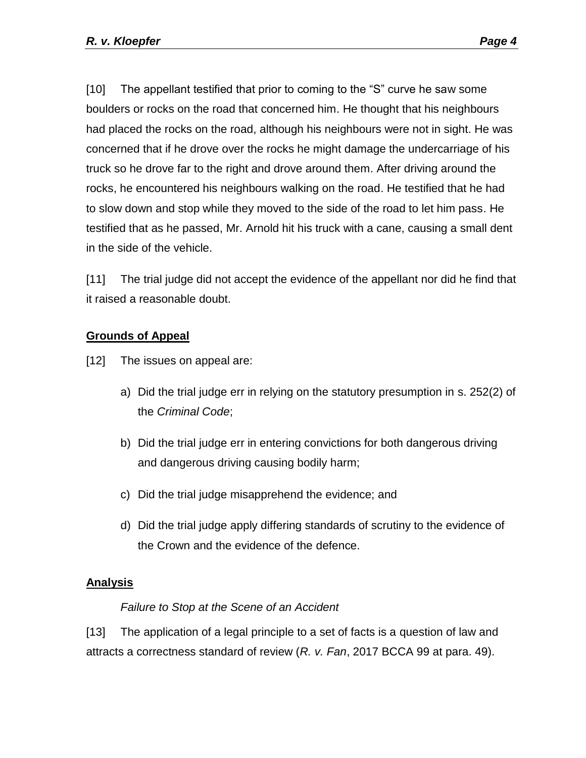[10] The appellant testified that prior to coming to the "S" curve he saw some boulders or rocks on the road that concerned him. He thought that his neighbours had placed the rocks on the road, although his neighbours were not in sight. He was concerned that if he drove over the rocks he might damage the undercarriage of his truck so he drove far to the right and drove around them. After driving around the rocks, he encountered his neighbours walking on the road. He testified that he had to slow down and stop while they moved to the side of the road to let him pass. He testified that as he passed, Mr. Arnold hit his truck with a cane, causing a small dent in the side of the vehicle.

[11] The trial judge did not accept the evidence of the appellant nor did he find that it raised a reasonable doubt.

## Grounds of Appeal

[12] The issues on appeal are:

a) Did the trial judge err in relying on the statutory presumption in s. 252(2) of the *Criminal Code*;

b) Did the trial judge err in entering convictions for both dangerous driving and dangerous driving causing bodily harm;

c) Did the trial judge misapprehend the evidence; and

d) Did the trial judge apply differing standards of scrutiny to the evidence of the Crown and the evidence of the defence.

## Analysis

*Failure to Stop at the Scene of an Accident*

[13] The application of a legal principle to a set of facts is a question of law and attracts a correctness standard of review (*R. v. Fan*, 2017 BCCA 99 at para. 49).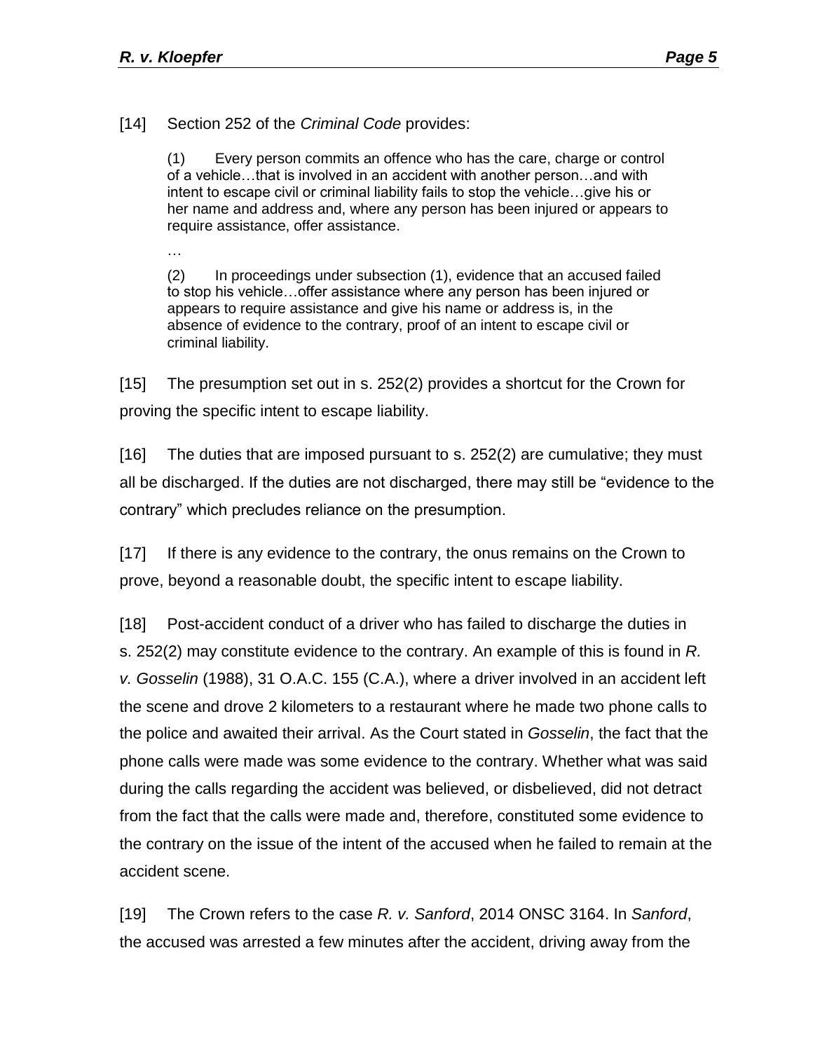[14] Section 252 of the *Criminal Code* provides:

> (1) Every person commits an offence who has the care, charge or control of a vehicle…that is involved in an accident with another person…and with intent to escape civil or criminal liability fails to stop the vehicle…give his or her name and address and, where any person has been injured or appears to require assistance, offer assistance.
>
> …
>
> (2) In proceedings under subsection (1), evidence that an accused failed to stop his vehicle…offer assistance where any person has been injured or appears to require assistance and give his name or address is, in the absence of evidence to the contrary, proof of an intent to escape civil or criminal liability.

[15] The presumption set out in s. 252(2) provides a shortcut for the Crown for proving the specific intent to escape liability.

[16] The duties that are imposed pursuant to s. 252(2) are cumulative; they must all be discharged. If the duties are not discharged, there may still be "evidence to the contrary" which precludes reliance on the presumption.

[17] If there is any evidence to the contrary, the onus remains on the Crown to prove, beyond a reasonable doubt, the specific intent to escape liability.

[18] Post-accident conduct of a driver who has failed to discharge the duties in s. 252(2) may constitute evidence to the contrary. An example of this is found in *R. v. Gosselin* (1988), 31 O.A.C. 155 (C.A.), where a driver involved in an accident left the scene and drove 2 kilometers to a restaurant where he made two phone calls to the police and awaited their arrival. As the Court stated in *Gosselin*, the fact that the phone calls were made was some evidence to the contrary. Whether what was said during the calls regarding the accident was believed, or disbelieved, did not detract from the fact that the calls were made and, therefore, constituted some evidence to the contrary on the issue of the intent of the accused when he failed to remain at the accident scene.

[19] The Crown refers to the case *R. v. Sanford*, 2014 ONSC 3164. In *Sanford*, the accused was arrested a few minutes after the accident, driving away from the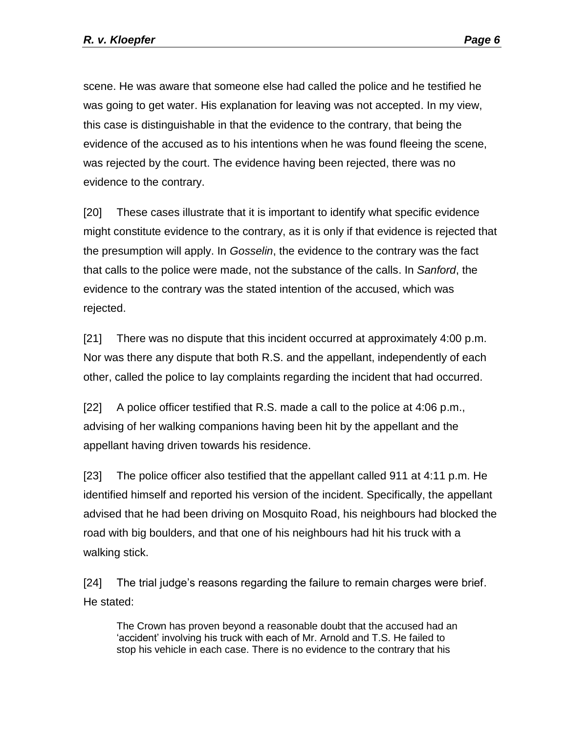scene. He was aware that someone else had called the police and he testified he was going to get water. His explanation for leaving was not accepted. In my view, this case is distinguishable in that the evidence to the contrary, that being the evidence of the accused as to his intentions when he was found fleeing the scene, was rejected by the court. The evidence having been rejected, there was no evidence to the contrary.

[20] These cases illustrate that it is important to identify what specific evidence might constitute evidence to the contrary, as it is only if that evidence is rejected that the presumption will apply. In *Gosselin*, the evidence to the contrary was the fact that calls to the police were made, not the substance of the calls. In *Sanford*, the evidence to the contrary was the stated intention of the accused, which was rejected.

[21] There was no dispute that this incident occurred at approximately 4:00 p.m. Nor was there any dispute that both R.S. and the appellant, independently of each other, called the police to lay complaints regarding the incident that had occurred.

[22] A police officer testified that R.S. made a call to the police at 4:06 p.m., advising of her walking companions having been hit by the appellant and the appellant having driven towards his residence.

[23] The police officer also testified that the appellant called 911 at 4:11 p.m. He identified himself and reported his version of the incident. Specifically, the appellant advised that he had been driving on Mosquito Road, his neighbours had blocked the road with big boulders, and that one of his neighbours had hit his truck with a walking stick.

[24] The trial judge's reasons regarding the failure to remain charges were brief. He stated:

> The Crown has proven beyond a reasonable doubt that the accused had an 'accident' involving his truck with each of Mr. Arnold and T.S. He failed to stop his vehicle in each case. There is no evidence to the contrary that his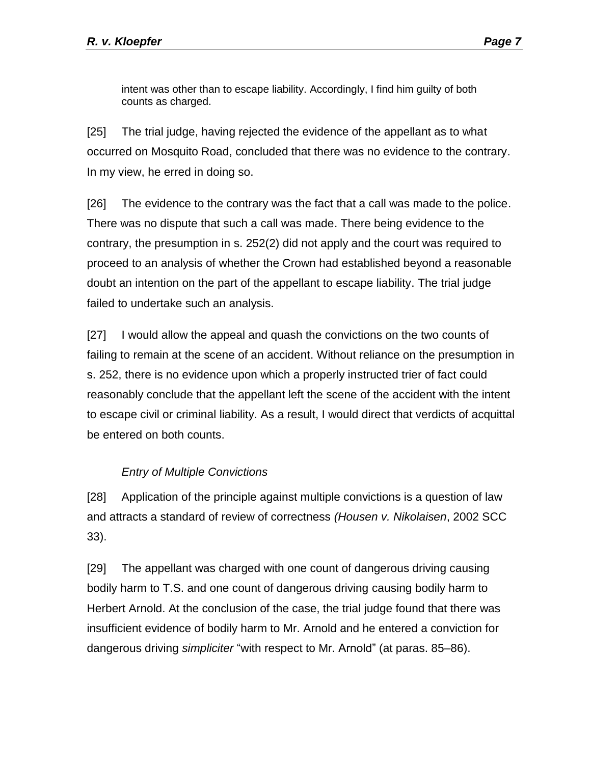> intent was other than to escape liability. Accordingly, I find him guilty of both counts as charged.

[25] The trial judge, having rejected the evidence of the appellant as to what occurred on Mosquito Road, concluded that there was no evidence to the contrary. In my view, he erred in doing so.

[26] The evidence to the contrary was the fact that a call was made to the police. There was no dispute that such a call was made. There being evidence to the contrary, the presumption in s. 252(2) did not apply and the court was required to proceed to an analysis of whether the Crown had established beyond a reasonable doubt an intention on the part of the appellant to escape liability. The trial judge failed to undertake such an analysis.

[27] I would allow the appeal and quash the convictions on the two counts of failing to remain at the scene of an accident. Without reliance on the presumption in s. 252, there is no evidence upon which a properly instructed trier of fact could reasonably conclude that the appellant left the scene of the accident with the intent to escape civil or criminal liability. As a result, I would direct that verdicts of acquittal be entered on both counts.

*Entry of Multiple Convictions*

[28] Application of the principle against multiple convictions is a question of law and attracts a standard of review of correctness *(Housen v. Nikolaisen*, 2002 SCC 33).

[29] The appellant was charged with one count of dangerous driving causing bodily harm to T.S. and one count of dangerous driving causing bodily harm to Herbert Arnold. At the conclusion of the case, the trial judge found that there was insufficient evidence of bodily harm to Mr. Arnold and he entered a conviction for dangerous driving *simpliciter* "with respect to Mr. Arnold" (at paras. 85–86).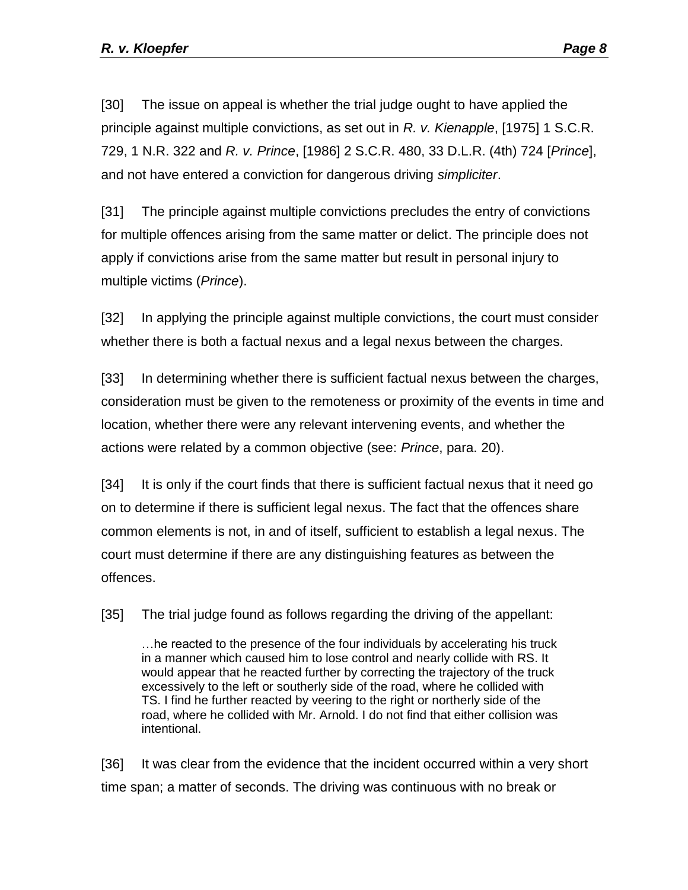[30] The issue on appeal is whether the trial judge ought to have applied the principle against multiple convictions, as set out in *R. v. Kienapple*, [1975] 1 S.C.R. 729, 1 N.R. 322 and *R. v. Prince*, [1986] 2 S.C.R. 480, 33 D.L.R. (4th) 724 [*Prince*], and not have entered a conviction for dangerous driving *simpliciter*.

[31] The principle against multiple convictions precludes the entry of convictions for multiple offences arising from the same matter or delict. The principle does not apply if convictions arise from the same matter but result in personal injury to multiple victims (*Prince*).

[32] In applying the principle against multiple convictions, the court must consider whether there is both a factual nexus and a legal nexus between the charges.

[33] In determining whether there is sufficient factual nexus between the charges, consideration must be given to the remoteness or proximity of the events in time and location, whether there were any relevant intervening events, and whether the actions were related by a common objective (see: *Prince*, para. 20).

[34] It is only if the court finds that there is sufficient factual nexus that it need go on to determine if there is sufficient legal nexus. The fact that the offences share common elements is not, in and of itself, sufficient to establish a legal nexus. The court must determine if there are any distinguishing features as between the offences.

[35] The trial judge found as follows regarding the driving of the appellant:

> …he reacted to the presence of the four individuals by accelerating his truck in a manner which caused him to lose control and nearly collide with RS. It would appear that he reacted further by correcting the trajectory of the truck excessively to the left or southerly side of the road, where he collided with TS. I find he further reacted by veering to the right or northerly side of the road, where he collided with Mr. Arnold. I do not find that either collision was intentional.

[36] It was clear from the evidence that the incident occurred within a very short time span; a matter of seconds. The driving was continuous with no break or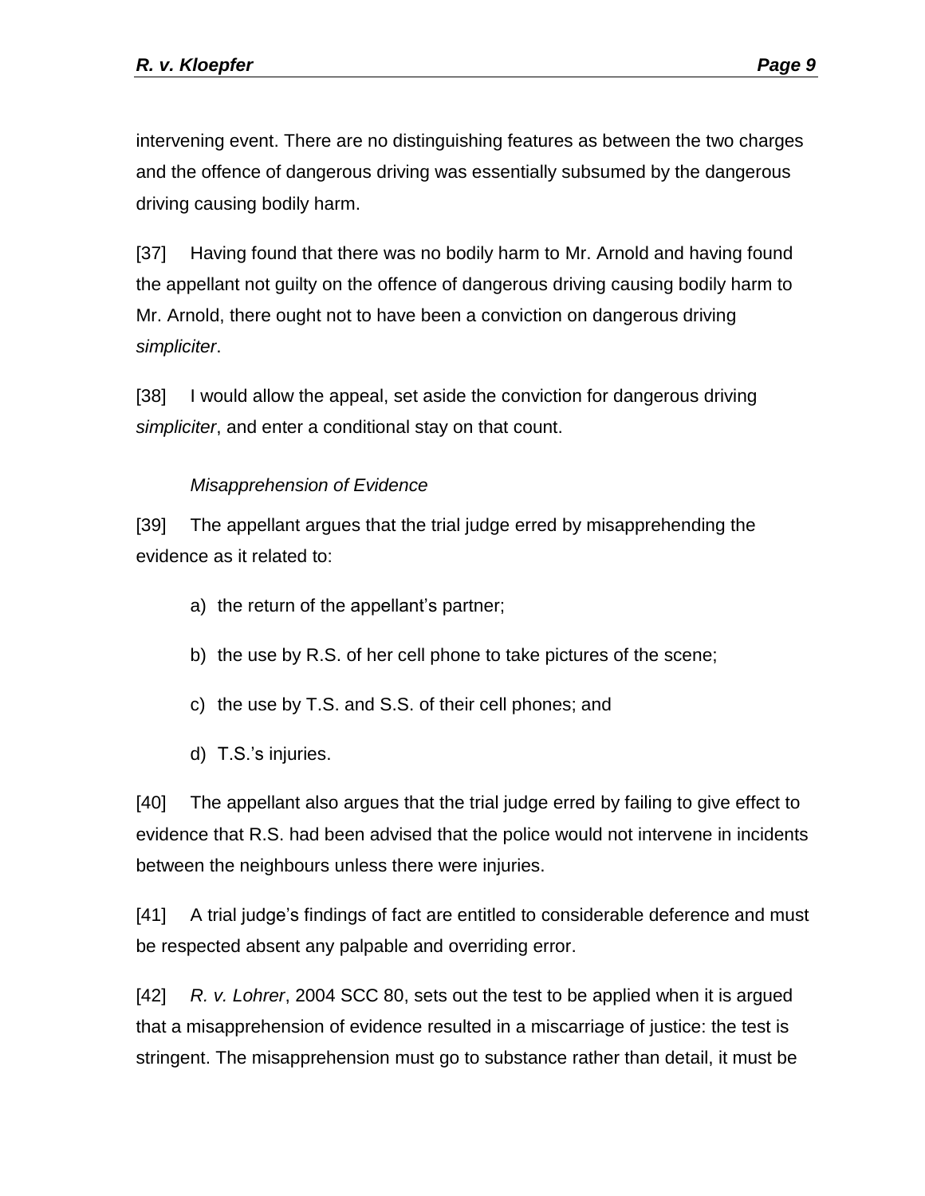intervening event. There are no distinguishing features as between the two charges and the offence of dangerous driving was essentially subsumed by the dangerous driving causing bodily harm.

[37] Having found that there was no bodily harm to Mr. Arnold and having found the appellant not guilty on the offence of dangerous driving causing bodily harm to Mr. Arnold, there ought not to have been a conviction on dangerous driving *simpliciter*.

[38] I would allow the appeal, set aside the conviction for dangerous driving *simpliciter*, and enter a conditional stay on that count.

*Misapprehension of Evidence*

[39] The appellant argues that the trial judge erred by misapprehending the evidence as it related to:

a) the return of the appellant's partner;

b) the use by R.S. of her cell phone to take pictures of the scene;

c) the use by T.S. and S.S. of their cell phones; and

d) T.S.'s injuries.

[40] The appellant also argues that the trial judge erred by failing to give effect to evidence that R.S. had been advised that the police would not intervene in incidents between the neighbours unless there were injuries.

[41] A trial judge's findings of fact are entitled to considerable deference and must be respected absent any palpable and overriding error.

[42] *R. v. Lohrer*, 2004 SCC 80, sets out the test to be applied when it is argued that a misapprehension of evidence resulted in a miscarriage of justice: the test is stringent. The misapprehension must go to substance rather than detail, it must be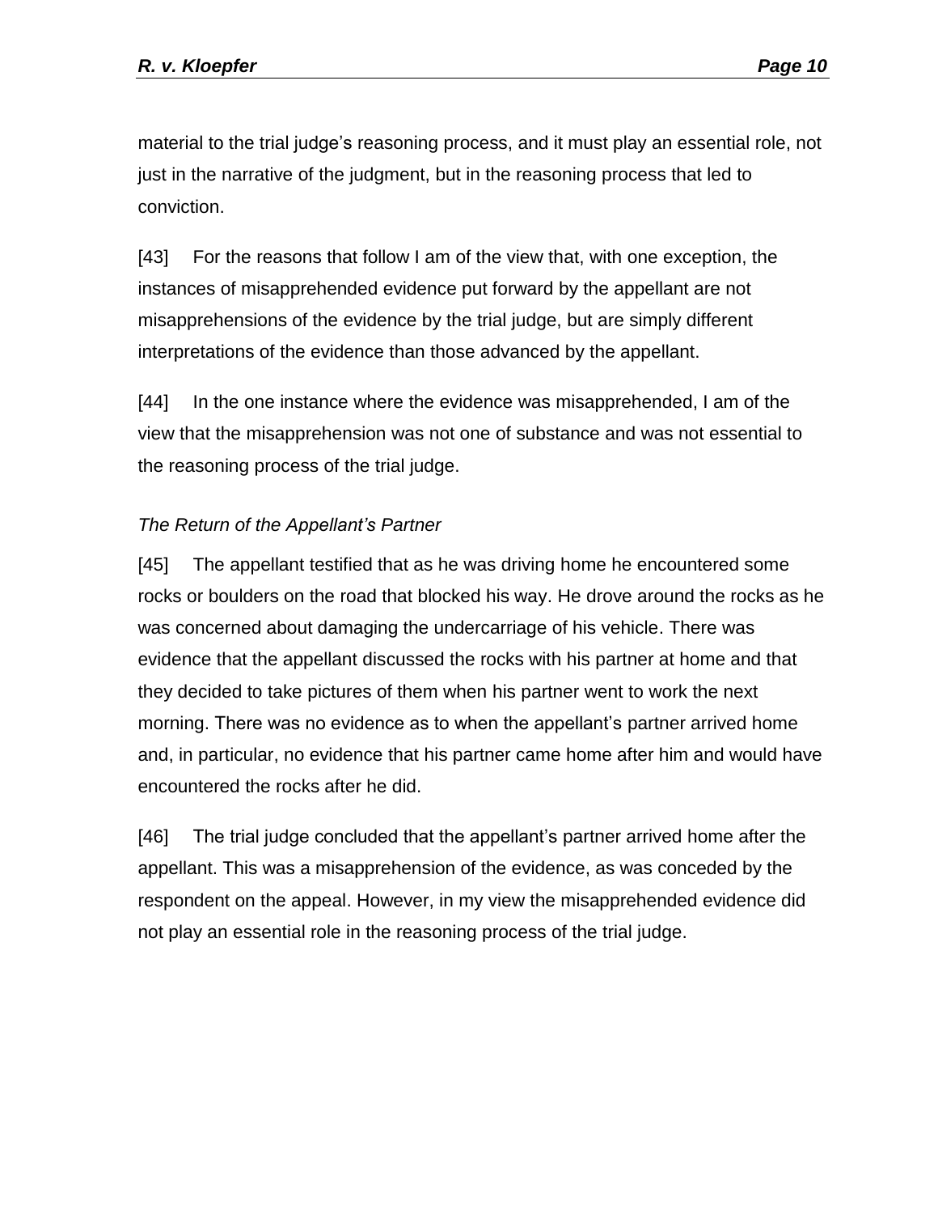material to the trial judge's reasoning process, and it must play an essential role, not just in the narrative of the judgment, but in the reasoning process that led to conviction.

[43] For the reasons that follow I am of the view that, with one exception, the instances of misapprehended evidence put forward by the appellant are not misapprehensions of the evidence by the trial judge, but are simply different interpretations of the evidence than those advanced by the appellant.

[44] In the one instance where the evidence was misapprehended, I am of the view that the misapprehension was not one of substance and was not essential to the reasoning process of the trial judge.

*The Return of the Appellant's Partner*

[45] The appellant testified that as he was driving home he encountered some rocks or boulders on the road that blocked his way. He drove around the rocks as he was concerned about damaging the undercarriage of his vehicle. There was evidence that the appellant discussed the rocks with his partner at home and that they decided to take pictures of them when his partner went to work the next morning. There was no evidence as to when the appellant's partner arrived home and, in particular, no evidence that his partner came home after him and would have encountered the rocks after he did.

[46] The trial judge concluded that the appellant's partner arrived home after the appellant. This was a misapprehension of the evidence, as was conceded by the respondent on the appeal. However, in my view the misapprehended evidence did not play an essential role in the reasoning process of the trial judge.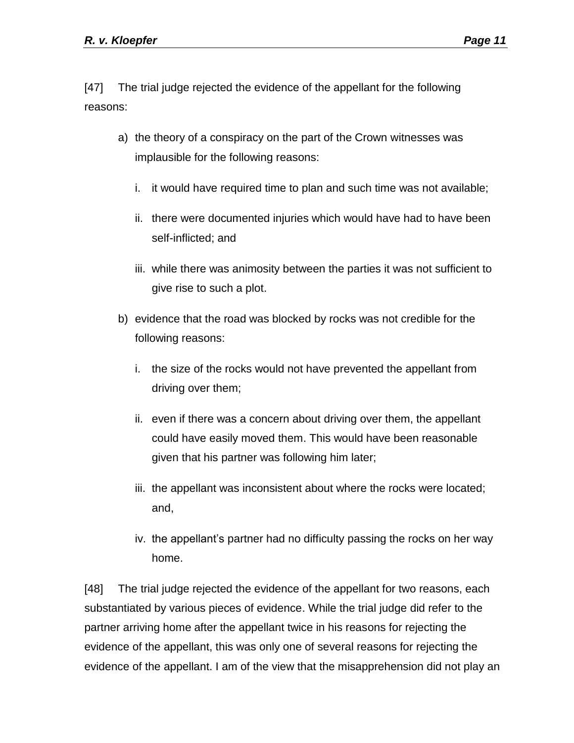[47] The trial judge rejected the evidence of the appellant for the following reasons:

a) the theory of a conspiracy on the part of the Crown witnesses was implausible for the following reasons:

   i. it would have required time to plan and such time was not available;

   ii. there were documented injuries which would have had to have been self-inflicted; and

   iii. while there was animosity between the parties it was not sufficient to give rise to such a plot.

b) evidence that the road was blocked by rocks was not credible for the following reasons:

   i. the size of the rocks would not have prevented the appellant from driving over them;

   ii. even if there was a concern about driving over them, the appellant could have easily moved them. This would have been reasonable given that his partner was following him later;

   iii. the appellant was inconsistent about where the rocks were located; and,

   iv. the appellant's partner had no difficulty passing the rocks on her way home.

[48] The trial judge rejected the evidence of the appellant for two reasons, each substantiated by various pieces of evidence. While the trial judge did refer to the partner arriving home after the appellant twice in his reasons for rejecting the evidence of the appellant, this was only one of several reasons for rejecting the evidence of the appellant. I am of the view that the misapprehension did not play an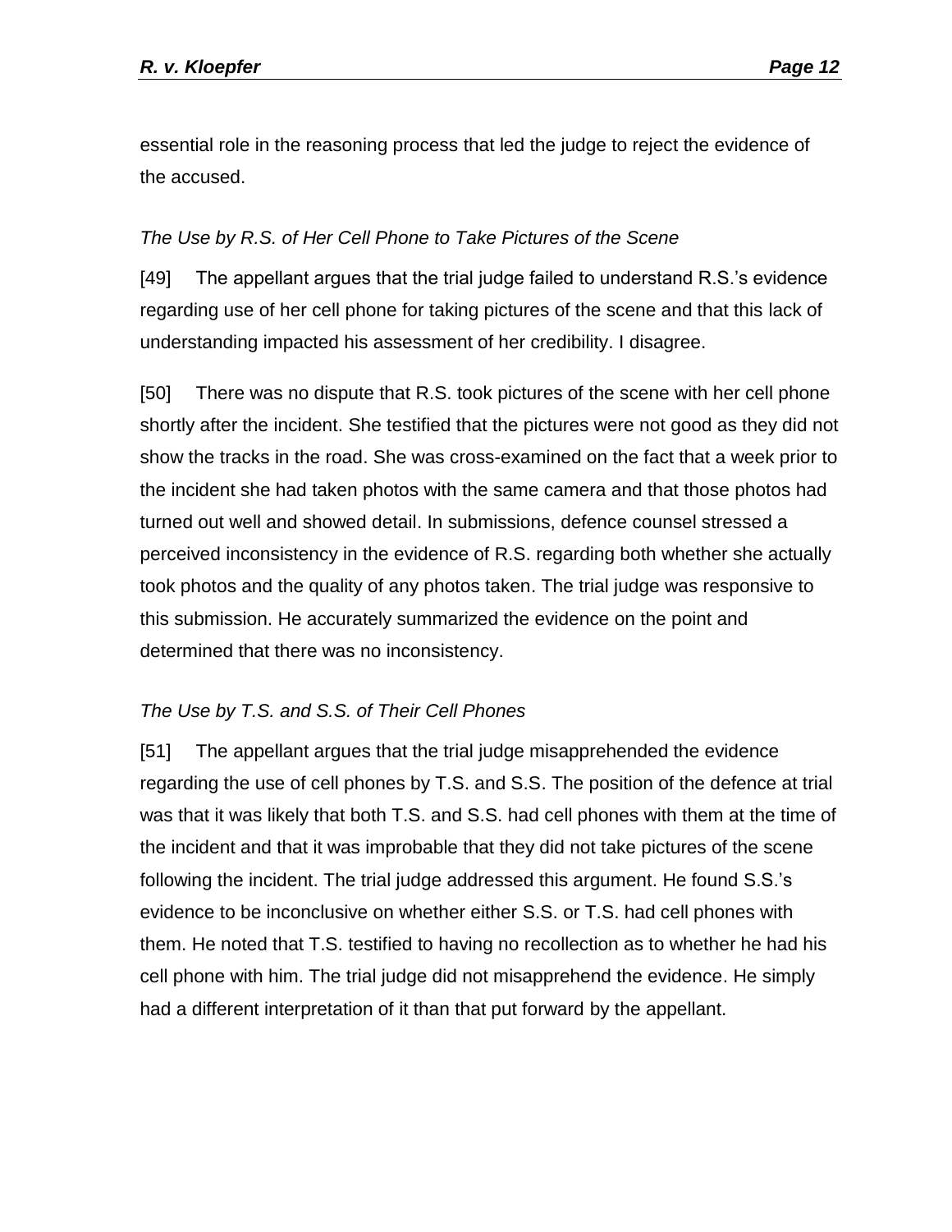essential role in the reasoning process that led the judge to reject the evidence of the accused.

### *The Use by R.S. of Her Cell Phone to Take Pictures of the Scene*

[49] The appellant argues that the trial judge failed to understand R.S.'s evidence regarding use of her cell phone for taking pictures of the scene and that this lack of understanding impacted his assessment of her credibility. I disagree.

[50] There was no dispute that R.S. took pictures of the scene with her cell phone shortly after the incident. She testified that the pictures were not good as they did not show the tracks in the road. She was cross-examined on the fact that a week prior to the incident she had taken photos with the same camera and that those photos had turned out well and showed detail. In submissions, defence counsel stressed a perceived inconsistency in the evidence of R.S. regarding both whether she actually took photos and the quality of any photos taken. The trial judge was responsive to this submission. He accurately summarized the evidence on the point and determined that there was no inconsistency.

### *The Use by T.S. and S.S. of Their Cell Phones*

[51] The appellant argues that the trial judge misapprehended the evidence regarding the use of cell phones by T.S. and S.S. The position of the defence at trial was that it was likely that both T.S. and S.S. had cell phones with them at the time of the incident and that it was improbable that they did not take pictures of the scene following the incident. The trial judge addressed this argument. He found S.S.'s evidence to be inconclusive on whether either S.S. or T.S. had cell phones with them. He noted that T.S. testified to having no recollection as to whether he had his cell phone with him. The trial judge did not misapprehend the evidence. He simply had a different interpretation of it than that put forward by the appellant.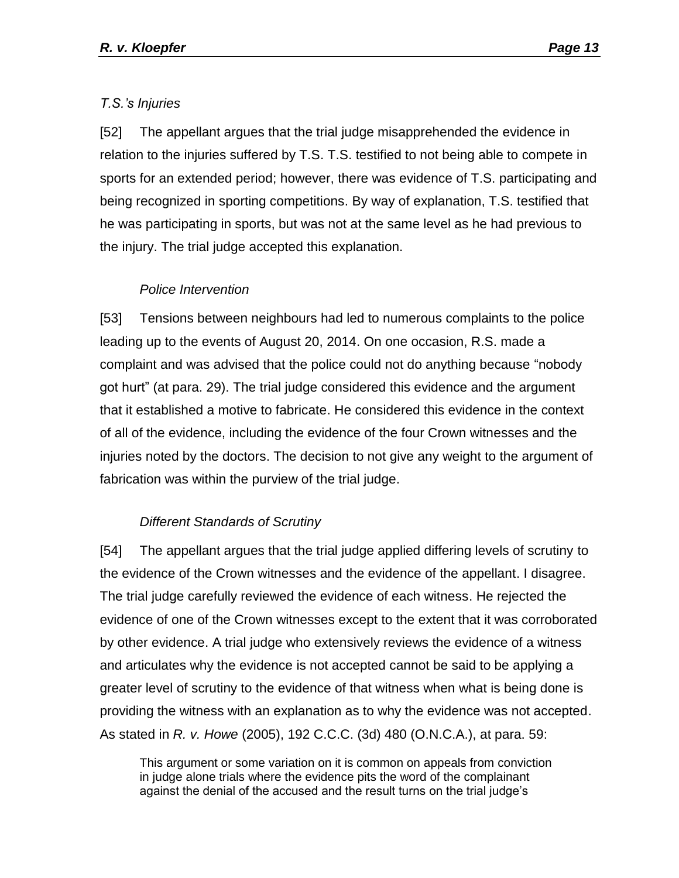*T.S.'s Injuries*

[52] The appellant argues that the trial judge misapprehended the evidence in relation to the injuries suffered by T.S. T.S. testified to not being able to compete in sports for an extended period; however, there was evidence of T.S. participating and being recognized in sporting competitions. By way of explanation, T.S. testified that he was participating in sports, but was not at the same level as he had previous to the injury. The trial judge accepted this explanation.

*Police Intervention*

[53] Tensions between neighbours had led to numerous complaints to the police leading up to the events of August 20, 2014. On one occasion, R.S. made a complaint and was advised that the police could not do anything because "nobody got hurt" (at para. 29). The trial judge considered this evidence and the argument that it established a motive to fabricate. He considered this evidence in the context of all of the evidence, including the evidence of the four Crown witnesses and the injuries noted by the doctors. The decision to not give any weight to the argument of fabrication was within the purview of the trial judge.

*Different Standards of Scrutiny*

[54] The appellant argues that the trial judge applied differing levels of scrutiny to the evidence of the Crown witnesses and the evidence of the appellant. I disagree. The trial judge carefully reviewed the evidence of each witness. He rejected the evidence of one of the Crown witnesses except to the extent that it was corroborated by other evidence. A trial judge who extensively reviews the evidence of a witness and articulates why the evidence is not accepted cannot be said to be applying a greater level of scrutiny to the evidence of that witness when what is being done is providing the witness with an explanation as to why the evidence was not accepted. As stated in *R. v. Howe* (2005), 192 C.C.C. (3d) 480 (O.N.C.A.), at para. 59:

> This argument or some variation on it is common on appeals from conviction in judge alone trials where the evidence pits the word of the complainant against the denial of the accused and the result turns on the trial judge's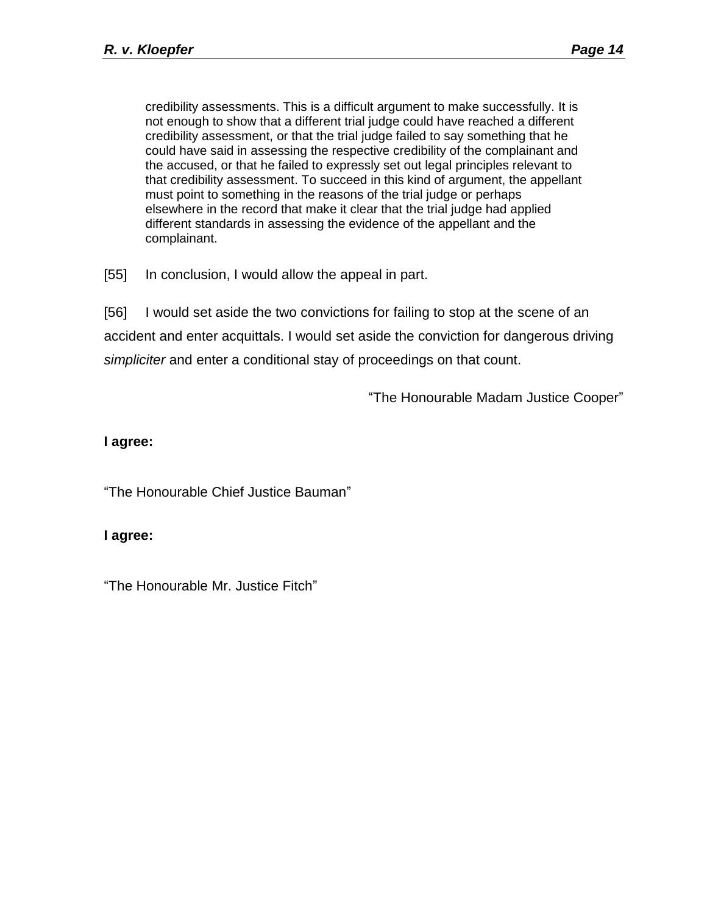> credibility assessments. This is a difficult argument to make successfully. It is not enough to show that a different trial judge could have reached a different credibility assessment, or that the trial judge failed to say something that he could have said in assessing the respective credibility of the complainant and the accused, or that he failed to expressly set out legal principles relevant to that credibility assessment. To succeed in this kind of argument, the appellant must point to something in the reasons of the trial judge or perhaps elsewhere in the record that make it clear that the trial judge had applied different standards in assessing the evidence of the appellant and the complainant.

[55] In conclusion, I would allow the appeal in part.

[56] I would set aside the two convictions for failing to stop at the scene of an accident and enter acquittals. I would set aside the conviction for dangerous driving *simpliciter* and enter a conditional stay of proceedings on that count.

"The Honourable Madam Justice Cooper"

**I agree:**

"The Honourable Chief Justice Bauman"

**I agree:**

"The Honourable Mr. Justice Fitch"